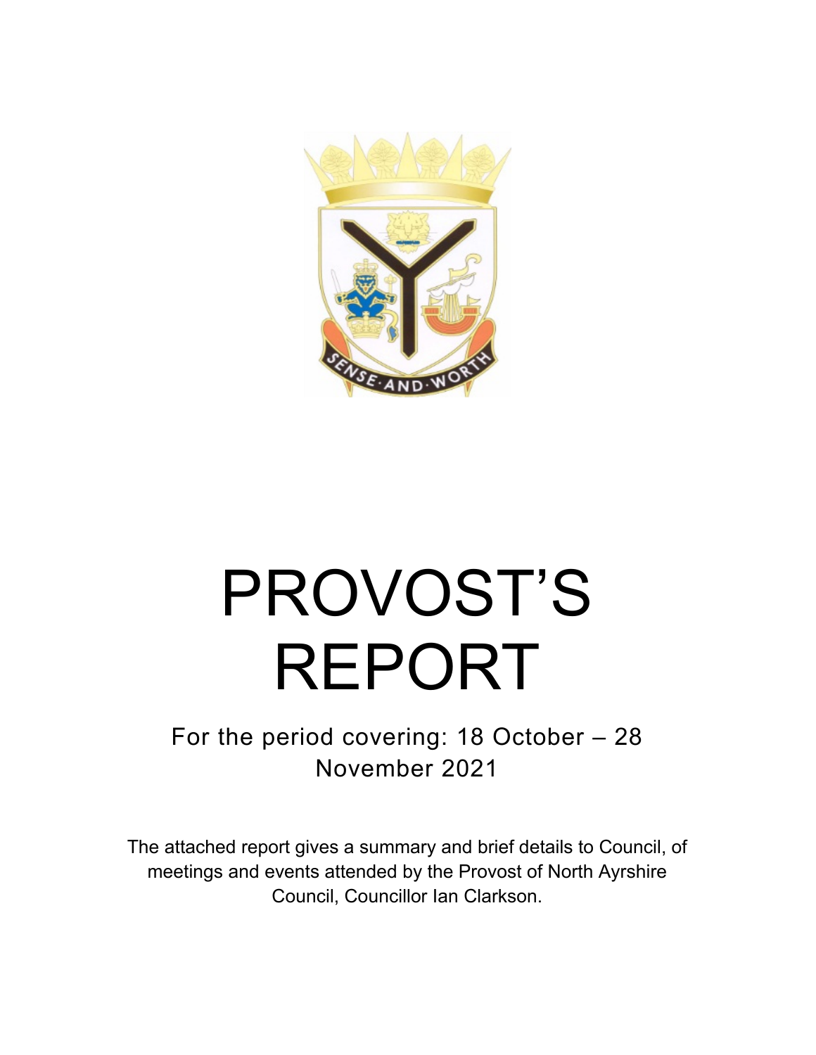# PROVOST'S REPORT

For the period covering: 18 October – 28 November 2021

The attached report gives a summary and brief details to Council, of meetings and events attended by the Provost of North Ayrshire Council, Councillor Ian Clarkson.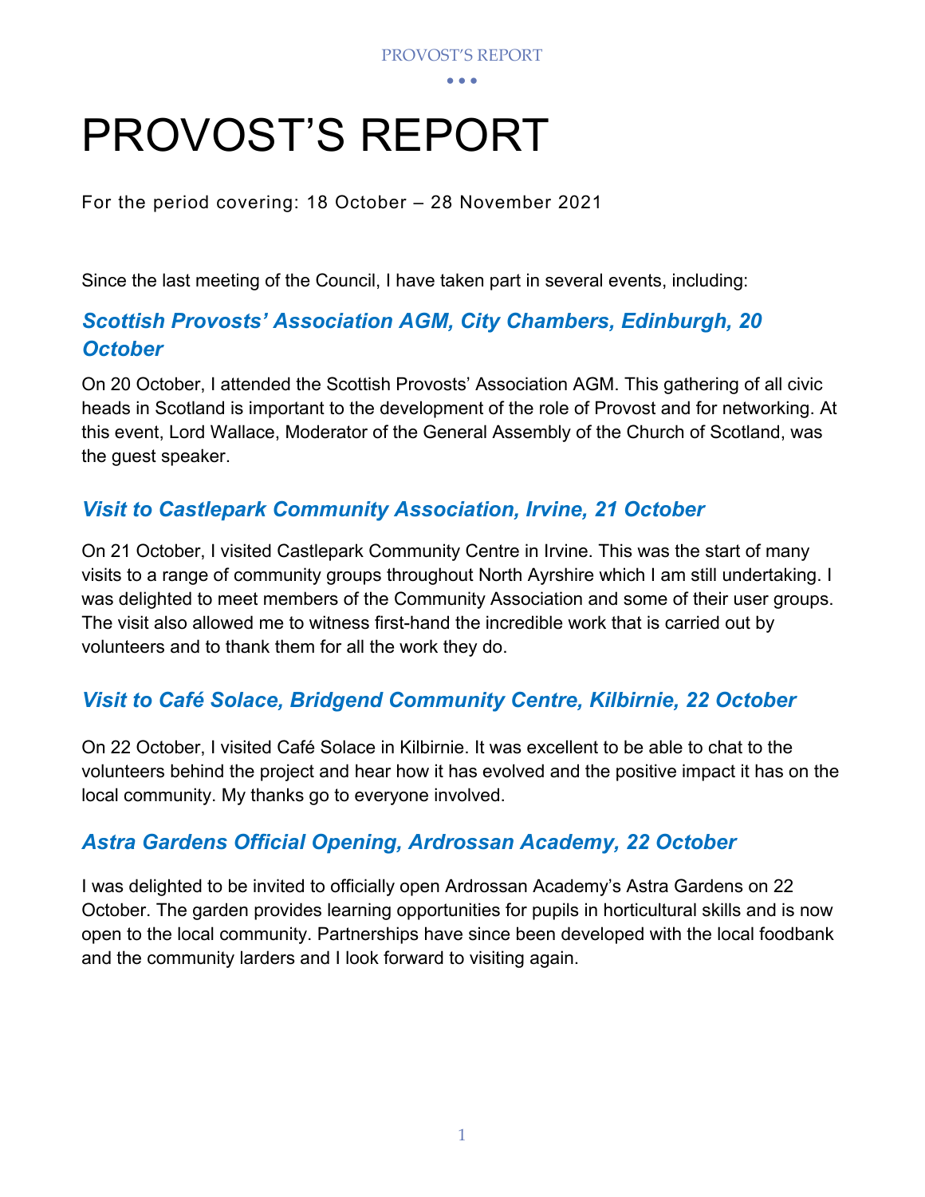# PROVOST'S REPORT

For the period covering: 18 October – 28 November 2021

Since the last meeting of the Council, I have taken part in several events, including:

## *Scottish Provosts' Association AGM, City Chambers, Edinburgh, 20 October*

On 20 October, I attended the Scottish Provosts' Association AGM. This gathering of all civic heads in Scotland is important to the development of the role of Provost and for networking. At this event, Lord Wallace, Moderator of the General Assembly of the Church of Scotland, was the guest speaker.

## *Visit to Castlepark Community Association, Irvine, 21 October*

On 21 October, I visited Castlepark Community Centre in Irvine. This was the start of many visits to a range of community groups throughout North Ayrshire which I am still undertaking. I was delighted to meet members of the Community Association and some of their user groups. The visit also allowed me to witness first-hand the incredible work that is carried out by volunteers and to thank them for all the work they do.

## *Visit to Café Solace, Bridgend Community Centre, Kilbirnie, 22 October*

On 22 October, I visited Café Solace in Kilbirnie. It was excellent to be able to chat to the volunteers behind the project and hear how it has evolved and the positive impact it has on the local community. My thanks go to everyone involved.

## *Astra Gardens Official Opening, Ardrossan Academy, 22 October*

I was delighted to be invited to officially open Ardrossan Academy's Astra Gardens on 22 October. The garden provides learning opportunities for pupils in horticultural skills and is now open to the local community. Partnerships have since been developed with the local foodbank and the community larders and I look forward to visiting again.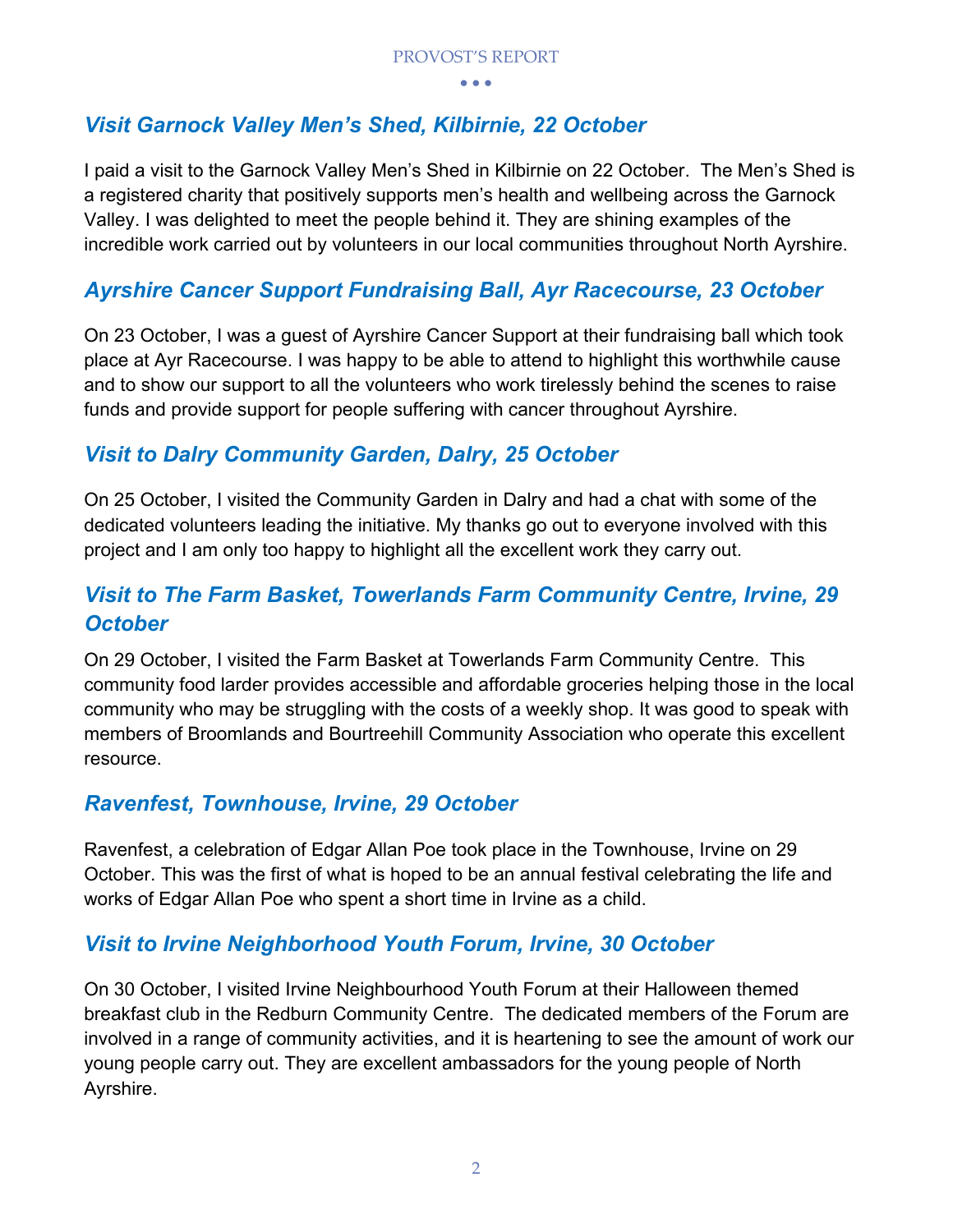## *Visit Garnock Valley Men's Shed, Kilbirnie, 22 October*

I paid a visit to the Garnock Valley Men's Shed in Kilbirnie on 22 October. The Men's Shed is a registered charity that positively supports men's health and wellbeing across the Garnock Valley. I was delighted to meet the people behind it. They are shining examples of the incredible work carried out by volunteers in our local communities throughout North Ayrshire.

## *Ayrshire Cancer Support Fundraising Ball, Ayr Racecourse, 23 October*

On 23 October, I was a guest of Ayrshire Cancer Support at their fundraising ball which took place at Ayr Racecourse. I was happy to be able to attend to highlight this worthwhile cause and to show our support to all the volunteers who work tirelessly behind the scenes to raise funds and provide support for people suffering with cancer throughout Ayrshire.

## *Visit to Dalry Community Garden, Dalry, 25 October*

On 25 October, I visited the Community Garden in Dalry and had a chat with some of the dedicated volunteers leading the initiative. My thanks go out to everyone involved with this project and I am only too happy to highlight all the excellent work they carry out.

## *Visit to The Farm Basket, Towerlands Farm Community Centre, Irvine, 29 October*

On 29 October, I visited the Farm Basket at Towerlands Farm Community Centre. This community food larder provides accessible and affordable groceries helping those in the local community who may be struggling with the costs of a weekly shop. It was good to speak with members of Broomlands and Bourtreehill Community Association who operate this excellent resource.

## *Ravenfest, Townhouse, Irvine, 29 October*

Ravenfest, a celebration of Edgar Allan Poe took place in the Townhouse, Irvine on 29 October. This was the first of what is hoped to be an annual festival celebrating the life and works of Edgar Allan Poe who spent a short time in Irvine as a child.

## *Visit to Irvine Neighborhood Youth Forum, Irvine, 30 October*

On 30 October, I visited Irvine Neighbourhood Youth Forum at their Halloween themed breakfast club in the Redburn Community Centre. The dedicated members of the Forum are involved in a range of community activities, and it is heartening to see the amount of work our young people carry out. They are excellent ambassadors for the young people of North Ayrshire.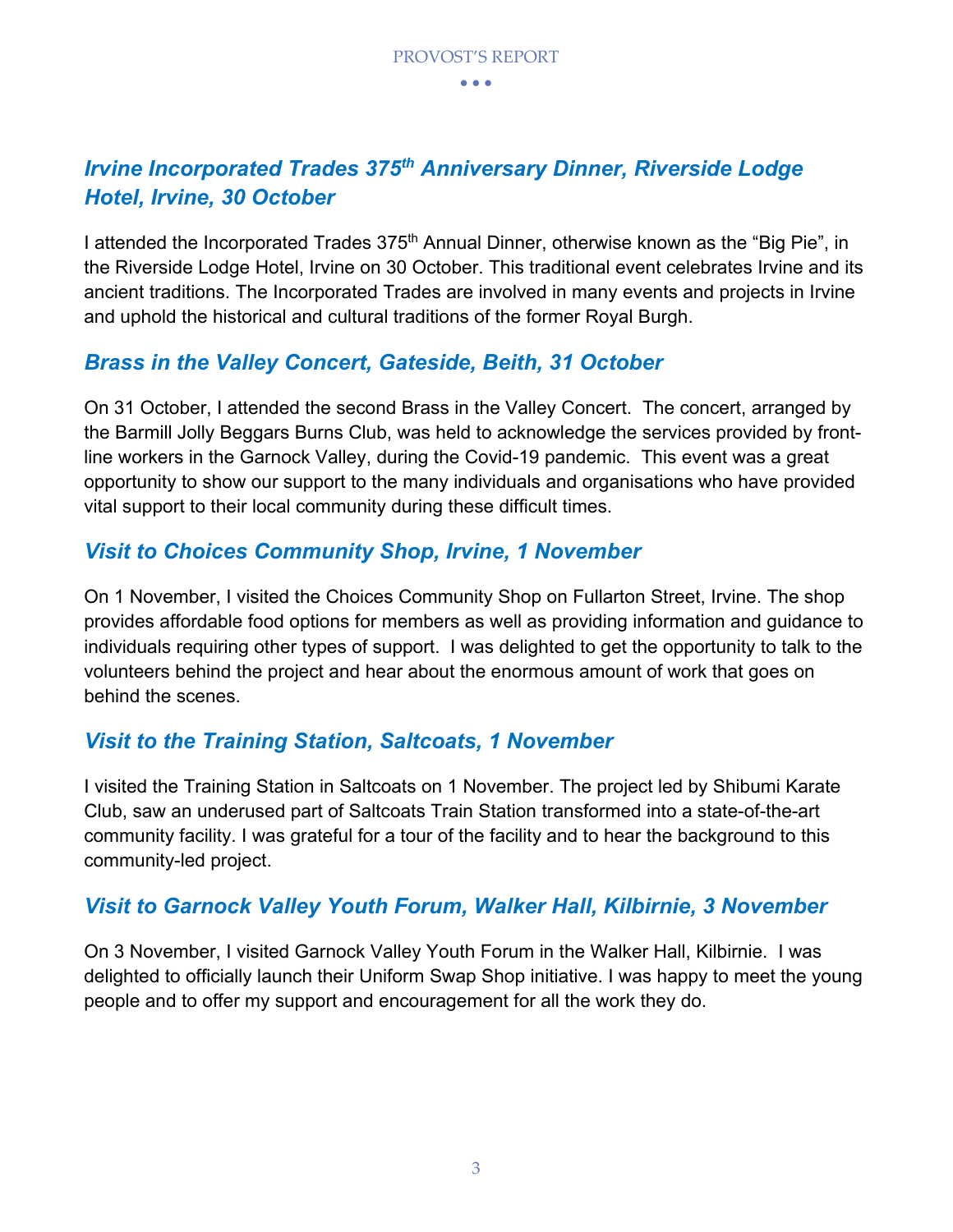## *Irvine Incorporated Trades 375th Anniversary Dinner, Riverside Lodge Hotel, Irvine, 30 October*

I attended the Incorporated Trades 375th Annual Dinner, otherwise known as the "Big Pie", in the Riverside Lodge Hotel, Irvine on 30 October. This traditional event celebrates Irvine and its ancient traditions. The Incorporated Trades are involved in many events and projects in Irvine and uphold the historical and cultural traditions of the former Royal Burgh.

## *Brass in the Valley Concert, Gateside, Beith, 31 October*

On 31 October, I attended the second Brass in the Valley Concert. The concert, arranged by the Barmill Jolly Beggars Burns Club, was held to acknowledge the services provided by front-line workers in the Garnock Valley, during the Covid-19 pandemic. This event was a great opportunity to show our support to the many individuals and organisations who have provided vital support to their local community during these difficult times.

## *Visit to Choices Community Shop, Irvine, 1 November*

On 1 November, I visited the Choices Community Shop on Fullarton Street, Irvine. The shop provides affordable food options for members as well as providing information and guidance to individuals requiring other types of support. I was delighted to get the opportunity to talk to the volunteers behind the project and hear about the enormous amount of work that goes on behind the scenes.

## *Visit to the Training Station, Saltcoats, 1 November*

I visited the Training Station in Saltcoats on 1 November. The project led by Shibumi Karate Club, saw an underused part of Saltcoats Train Station transformed into a state-of-the-art community facility. I was grateful for a tour of the facility and to hear the background to this community-led project.

## *Visit to Garnock Valley Youth Forum, Walker Hall, Kilbirnie, 3 November*

On 3 November, I visited Garnock Valley Youth Forum in the Walker Hall, Kilbirnie. I was delighted to officially launch their Uniform Swap Shop initiative. I was happy to meet the young people and to offer my support and encouragement for all the work they do.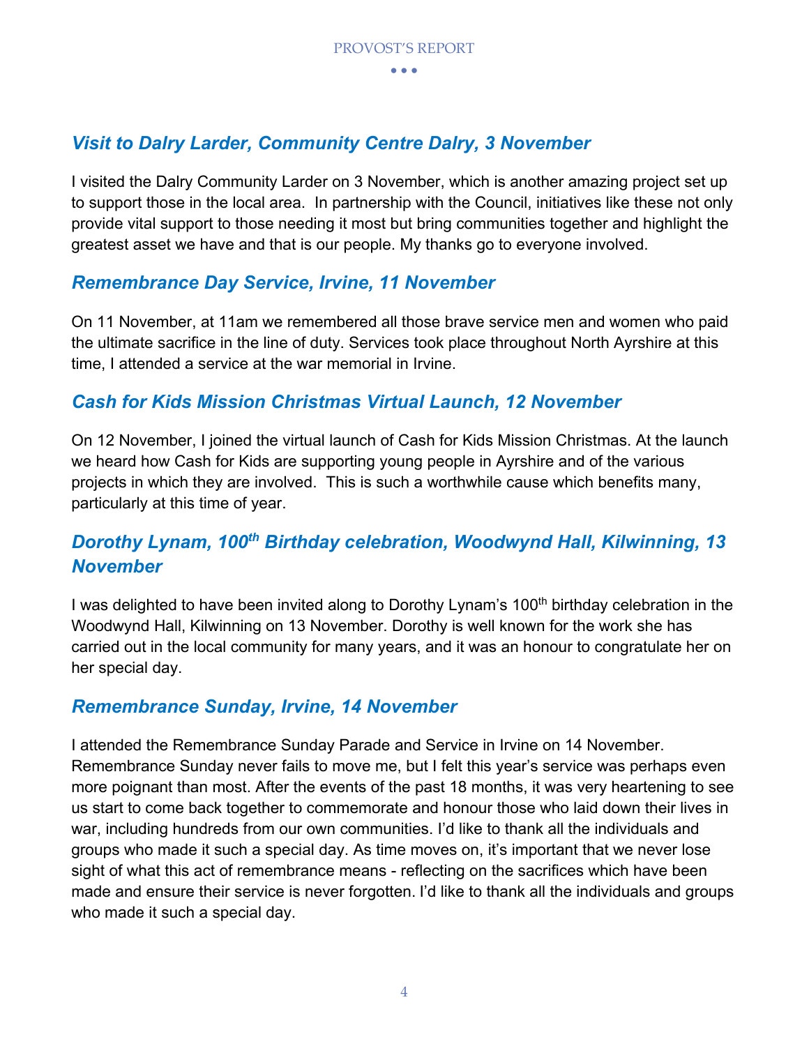## *Visit to Dalry Larder, Community Centre Dalry, 3 November*

I visited the Dalry Community Larder on 3 November, which is another amazing project set up to support those in the local area. In partnership with the Council, initiatives like these not only provide vital support to those needing it most but bring communities together and highlight the greatest asset we have and that is our people. My thanks go to everyone involved.

## *Remembrance Day Service, Irvine, 11 November*

On 11 November, at 11am we remembered all those brave service men and women who paid the ultimate sacrifice in the line of duty. Services took place throughout North Ayrshire at this time, I attended a service at the war memorial in Irvine.

## *Cash for Kids Mission Christmas Virtual Launch, 12 November*

On 12 November, I joined the virtual launch of Cash for Kids Mission Christmas. At the launch we heard how Cash for Kids are supporting young people in Ayrshire and of the various projects in which they are involved. This is such a worthwhile cause which benefits many, particularly at this time of year.

## *Dorothy Lynam, 100th Birthday celebration, Woodwynd Hall, Kilwinning, 13 November*

I was delighted to have been invited along to Dorothy Lynam's 100th birthday celebration in the Woodwynd Hall, Kilwinning on 13 November. Dorothy is well known for the work she has carried out in the local community for many years, and it was an honour to congratulate her on her special day.

## *Remembrance Sunday, Irvine, 14 November*

I attended the Remembrance Sunday Parade and Service in Irvine on 14 November. Remembrance Sunday never fails to move me, but I felt this year's service was perhaps even more poignant than most. After the events of the past 18 months, it was very heartening to see us start to come back together to commemorate and honour those who laid down their lives in war, including hundreds from our own communities. I'd like to thank all the individuals and groups who made it such a special day. As time moves on, it's important that we never lose sight of what this act of remembrance means - reflecting on the sacrifices which have been made and ensure their service is never forgotten. I'd like to thank all the individuals and groups who made it such a special day.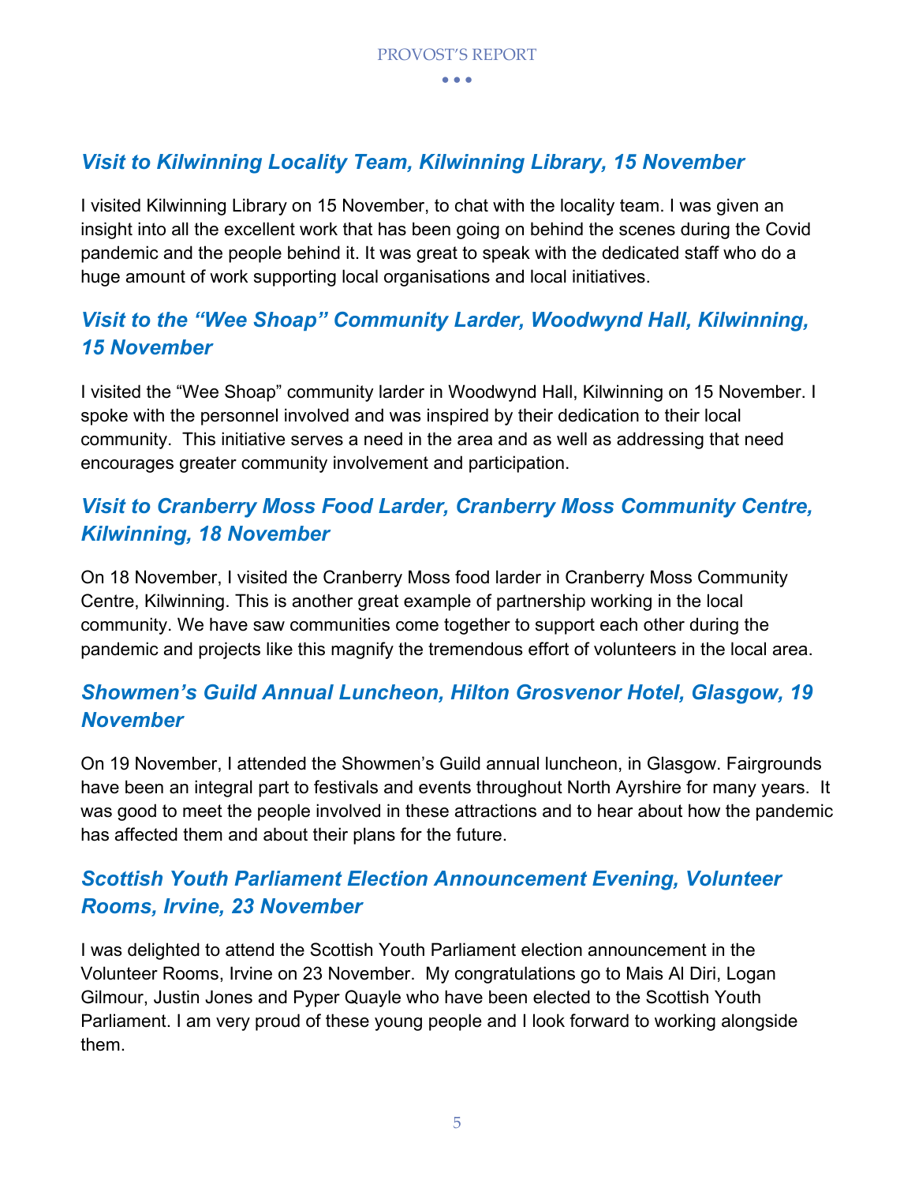### *Visit to Kilwinning Locality Team, Kilwinning Library, 15 November*

I visited Kilwinning Library on 15 November, to chat with the locality team. I was given an insight into all the excellent work that has been going on behind the scenes during the Covid pandemic and the people behind it. It was great to speak with the dedicated staff who do a huge amount of work supporting local organisations and local initiatives.

### *Visit to the "Wee Shoap" Community Larder, Woodwynd Hall, Kilwinning, 15 November*

I visited the "Wee Shoap" community larder in Woodwynd Hall, Kilwinning on 15 November. I spoke with the personnel involved and was inspired by their dedication to their local community. This initiative serves a need in the area and as well as addressing that need encourages greater community involvement and participation.

### *Visit to Cranberry Moss Food Larder, Cranberry Moss Community Centre, Kilwinning, 18 November*

On 18 November, I visited the Cranberry Moss food larder in Cranberry Moss Community Centre, Kilwinning. This is another great example of partnership working in the local community. We have saw communities come together to support each other during the pandemic and projects like this magnify the tremendous effort of volunteers in the local area.

### *Showmen's Guild Annual Luncheon, Hilton Grosvenor Hotel, Glasgow, 19 November*

On 19 November, I attended the Showmen's Guild annual luncheon, in Glasgow. Fairgrounds have been an integral part to festivals and events throughout North Ayrshire for many years. It was good to meet the people involved in these attractions and to hear about how the pandemic has affected them and about their plans for the future.

### *Scottish Youth Parliament Election Announcement Evening, Volunteer Rooms, Irvine, 23 November*

I was delighted to attend the Scottish Youth Parliament election announcement in the Volunteer Rooms, Irvine on 23 November. My congratulations go to Mais Al Diri, Logan Gilmour, Justin Jones and Pyper Quayle who have been elected to the Scottish Youth Parliament. I am very proud of these young people and I look forward to working alongside them.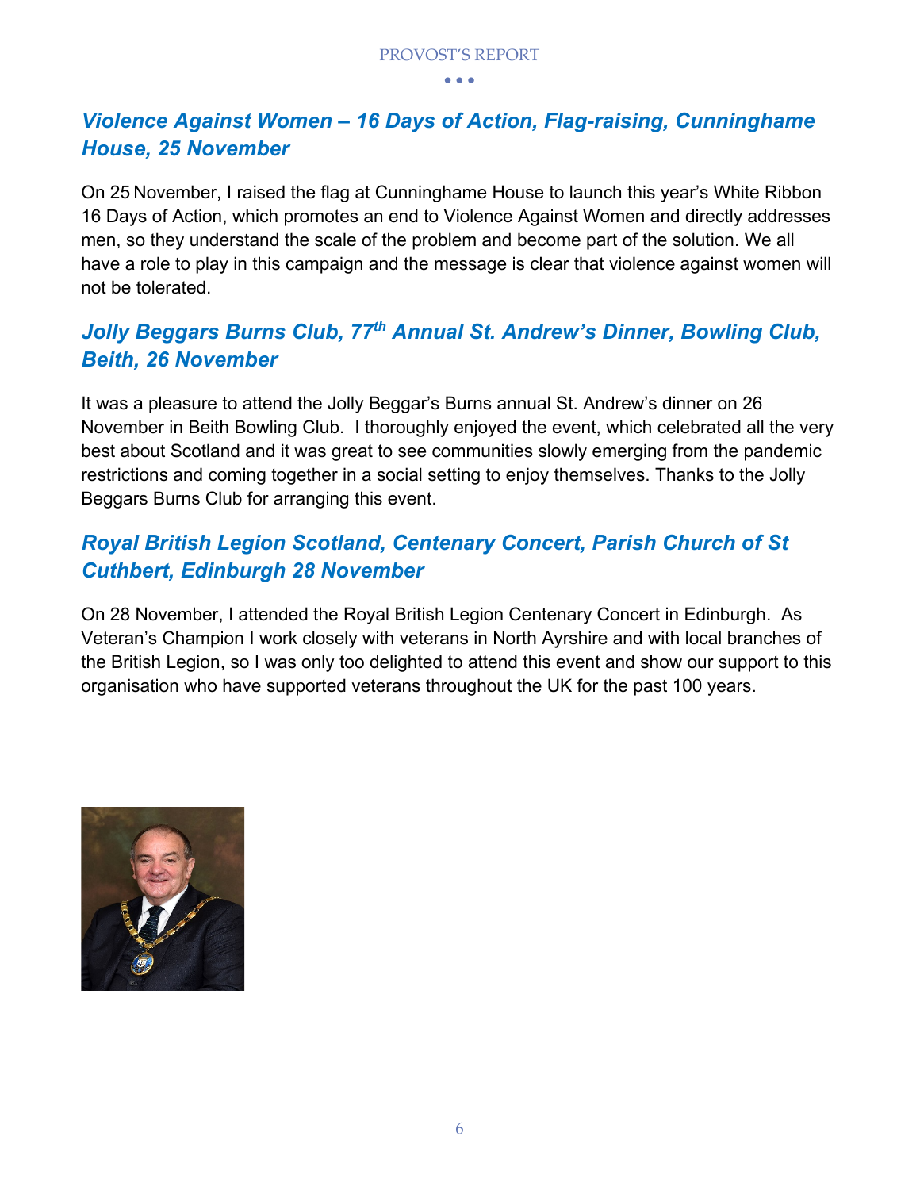### *Violence Against Women – 16 Days of Action, Flag-raising, Cunninghame House, 25 November*

On 25 November, I raised the flag at Cunninghame House to launch this year's White Ribbon 16 Days of Action, which promotes an end to Violence Against Women and directly addresses men, so they understand the scale of the problem and become part of the solution. We all have a role to play in this campaign and the message is clear that violence against women will not be tolerated.

### *Jolly Beggars Burns Club, 77th Annual St. Andrew's Dinner, Bowling Club, Beith, 26 November*

It was a pleasure to attend the Jolly Beggar's Burns annual St. Andrew's dinner on 26 November in Beith Bowling Club. I thoroughly enjoyed the event, which celebrated all the very best about Scotland and it was great to see communities slowly emerging from the pandemic restrictions and coming together in a social setting to enjoy themselves. Thanks to the Jolly Beggars Burns Club for arranging this event.

### *Royal British Legion Scotland, Centenary Concert, Parish Church of St Cuthbert, Edinburgh 28 November*

On 28 November, I attended the Royal British Legion Centenary Concert in Edinburgh. As Veteran's Champion I work closely with veterans in North Ayrshire and with local branches of the British Legion, so I was only too delighted to attend this event and show our support to this organisation who have supported veterans throughout the UK for the past 100 years.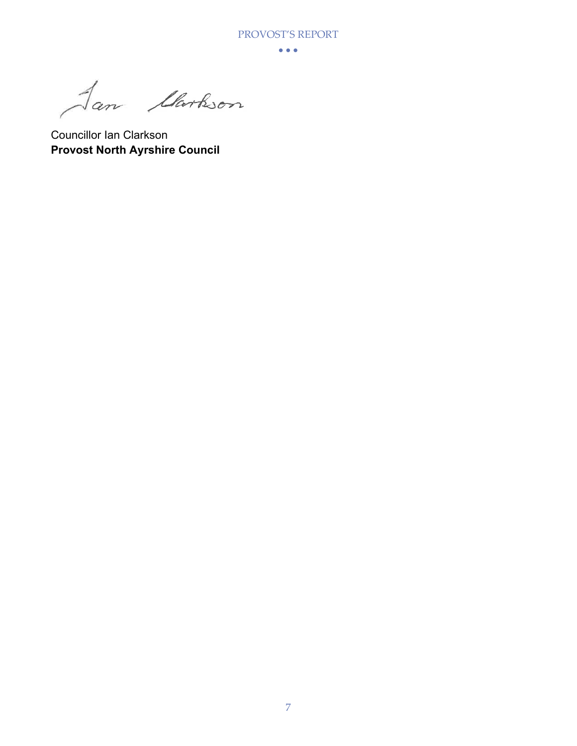Councillor Ian Clarkson
**Provost North Ayrshire Council**